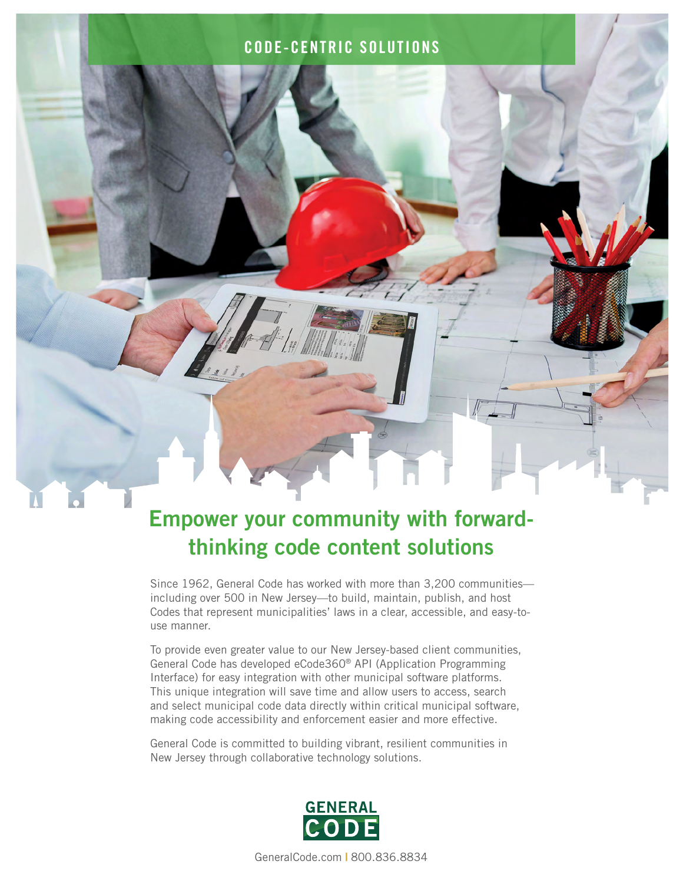CODE-CENTRIC SOLUTIONS

# Empower your community with forward-thinking code content solutions

Since 1962, General Code has worked with more than 3,200 communities—including over 500 in New Jersey—to build, maintain, publish, and host Codes that represent municipalities' laws in a clear, accessible, and easy-to-use manner.

To provide even greater value to our New Jersey-based client communities, General Code has developed eCode360® API (Application Programming Interface) for easy integration with other municipal software platforms. This unique integration will save time and allow users to access, search and select municipal code data directly within critical municipal software, making code accessibility and enforcement easier and more effective.

General Code is committed to building vibrant, resilient communities in New Jersey through collaborative technology solutions.

GENERAL CODE

GeneralCode.com | 800.836.8834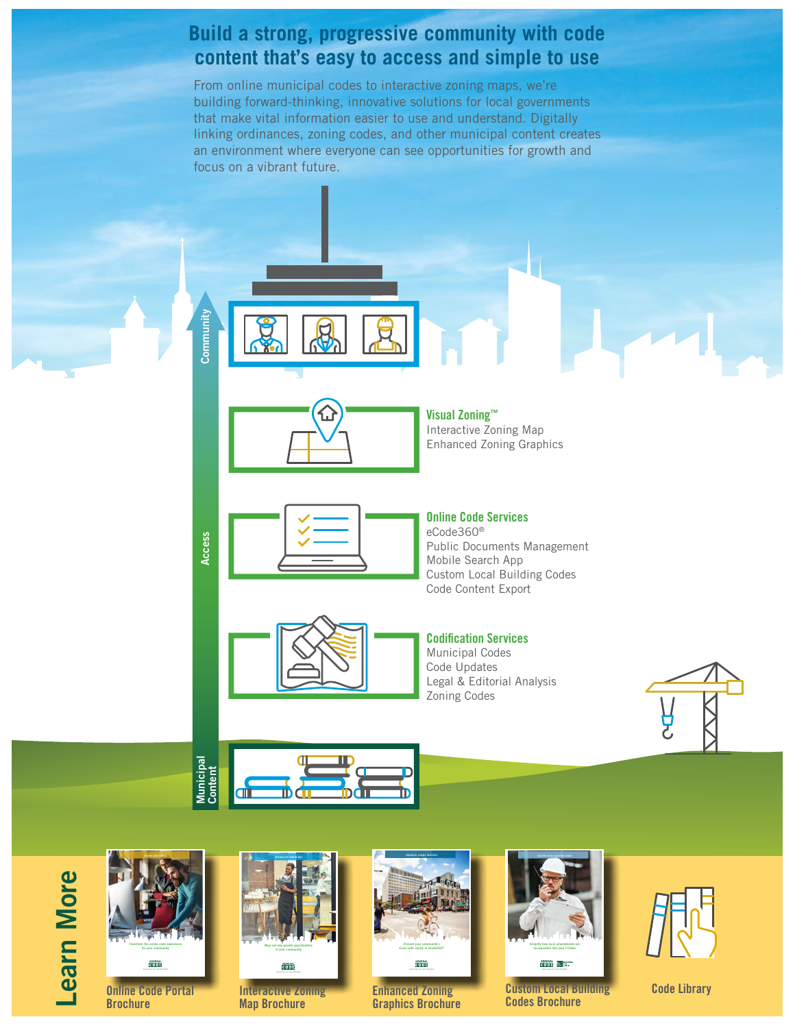# Build a strong, progressive community with code content that's easy to access and simple to use

From online municipal codes to interactive zoning maps, we're building forward-thinking, innovative solutions for local governments that make vital information easier to use and understand. Digitally linking ordinances, zoning codes, and other municipal content creates an environment where everyone can see opportunities for growth and focus on a vibrant future.

Community

Access

Municipal Content

### Visual Zoning™

Interactive Zoning Map
Enhanced Zoning Graphics

### Online Code Services

eCode360®
Public Documents Management
Mobile Search App
Custom Local Building Codes
Code Content Export

### Codification Services

Municipal Codes
Code Updates
Legal & Editorial Analysis
Zoning Codes

## Learn More

- Online Code Portal Brochure
- Interactive Zoning Map Brochure
- Enhanced Zoning Graphics Brochure
- Custom Local Building Codes Brochure
- Code Library